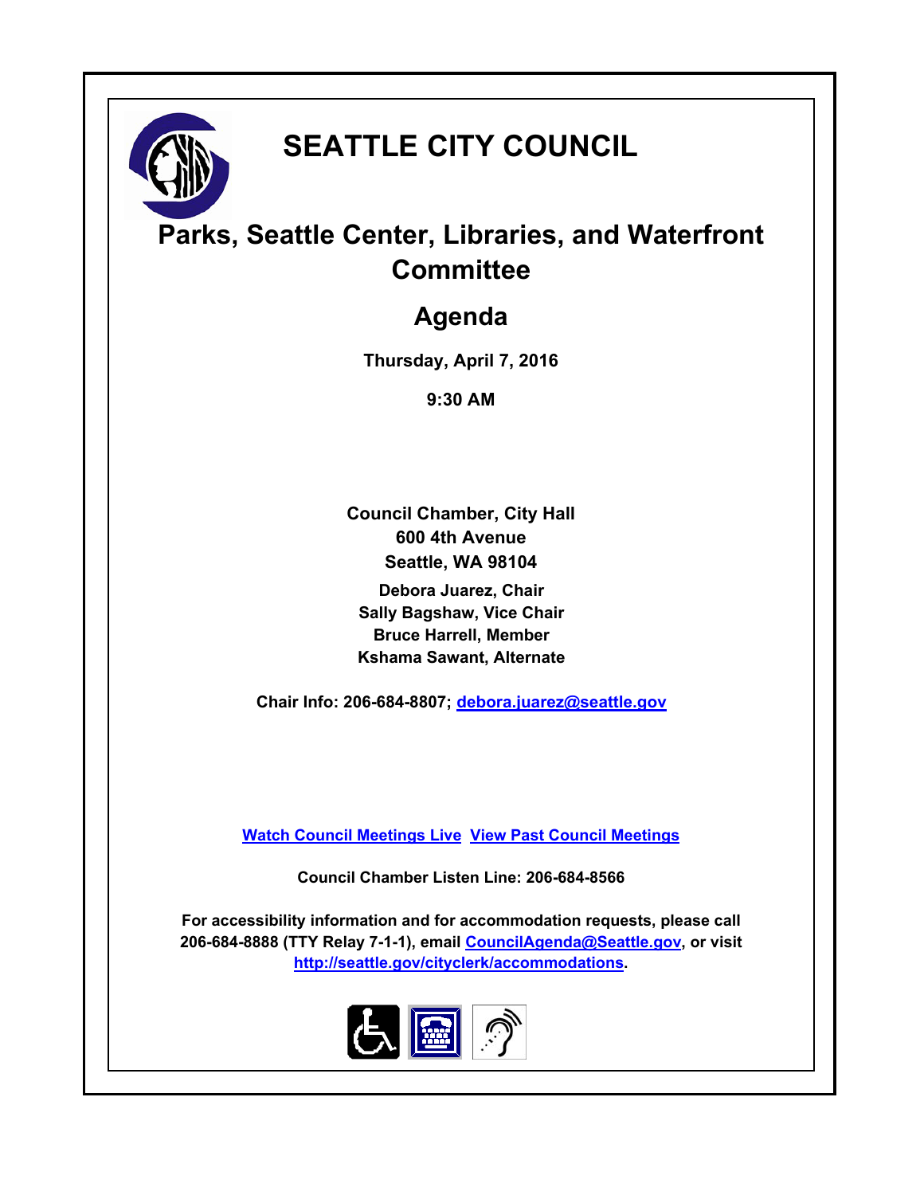# SEATTLE CITY COUNCIL

## Parks, Seattle Center, Libraries, and Waterfront Committee

## Agenda

**Thursday, April 7, 2016**

**9:30 AM**

**Council Chamber, City Hall**
**600 4th Avenue**
**Seattle, WA 98104**

**Debora Juarez, Chair**
**Sally Bagshaw, Vice Chair**
**Bruce Harrell, Member**
**Kshama Sawant, Alternate**

**Chair Info: 206-684-8807; debora.juarez@seattle.gov**

**Watch Council Meetings Live  View Past Council Meetings**

**Council Chamber Listen Line: 206-684-8566**

**For accessibility information and for accommodation requests, please call 206-684-8888 (TTY Relay 7-1-1), email CouncilAgenda@Seattle.gov, or visit http://seattle.gov/cityclerk/accommodations.**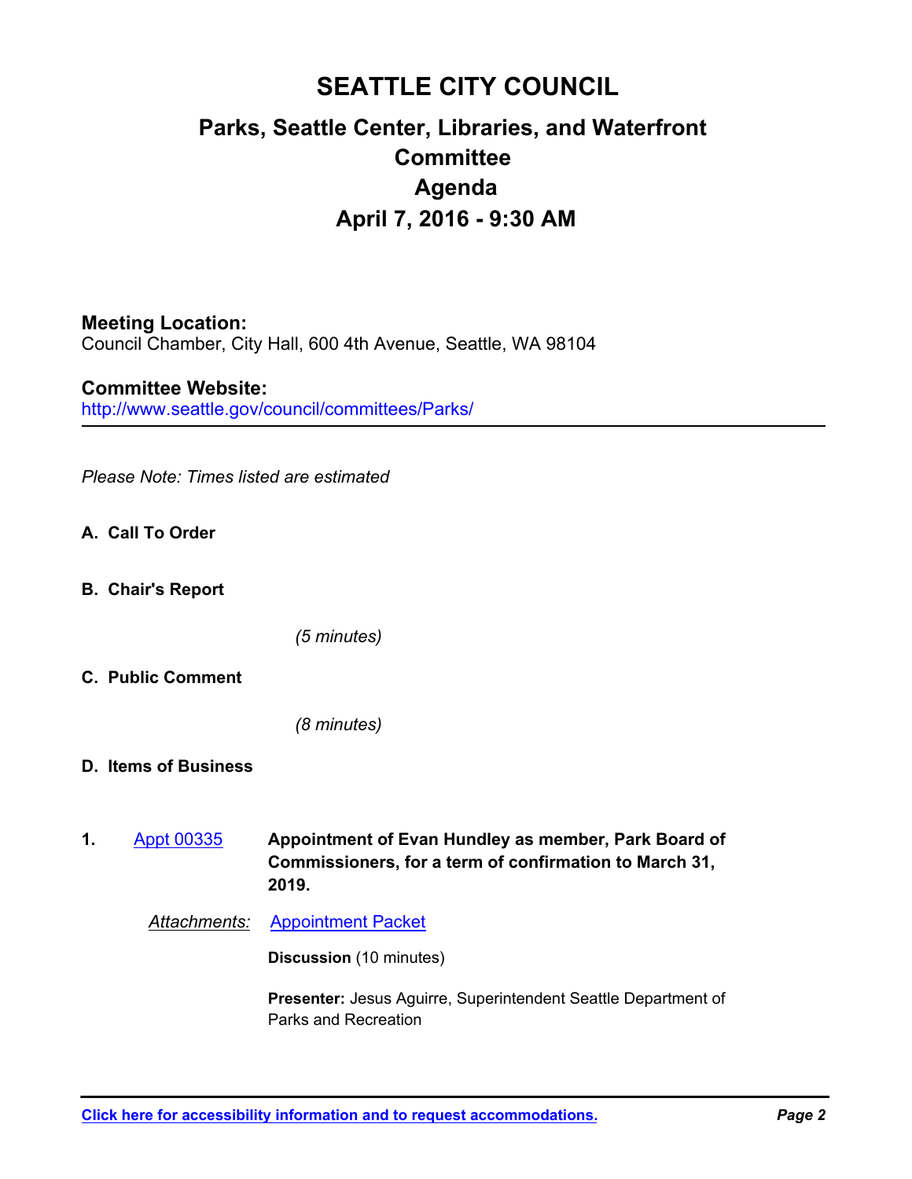# SEATTLE CITY COUNCIL

## Parks, Seattle Center, Libraries, and Waterfront Committee

## Agenda

## April 7, 2016 - 9:30 AM

**Meeting Location:**
Council Chamber, City Hall, 600 4th Avenue, Seattle, WA 98104

**Committee Website:**
http://www.seattle.gov/council/committees/Parks/

---

*Please Note: Times listed are estimated*

**A. Call To Order**

**B. Chair's Report**

*(5 minutes)*

**C. Public Comment**

*(8 minutes)*

**D. Items of Business**

**1.** Appt 00335 **Appointment of Evan Hundley as member, Park Board of Commissioners, for a term of confirmation to March 31, 2019.**

*Attachments:* Appointment Packet

**Discussion** (10 minutes)

**Presenter:** Jesus Aguirre, Superintendent Seattle Department of Parks and Recreation

**Click here for accessibility information and to request accommodations.**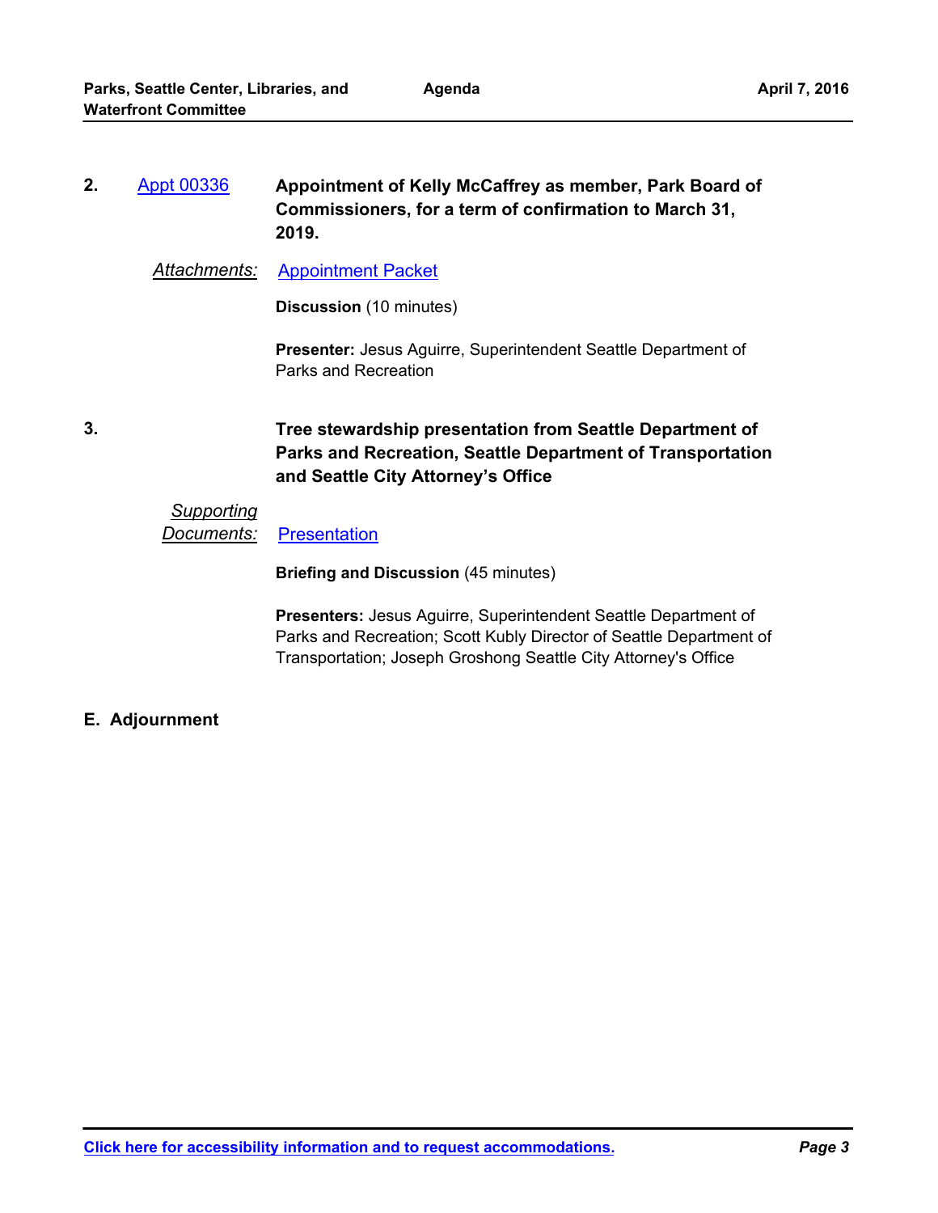**2.** Appt 00336 **Appointment of Kelly McCaffrey as member, Park Board of Commissioners, for a term of confirmation to March 31, 2019.**

*Attachments:* Appointment Packet

**Discussion** (10 minutes)

**Presenter:** Jesus Aguirre, Superintendent Seattle Department of Parks and Recreation

**3.** **Tree stewardship presentation from Seattle Department of Parks and Recreation, Seattle Department of Transportation and Seattle City Attorney's Office**

*Supporting Documents:* Presentation

**Briefing and Discussion** (45 minutes)

**Presenters:** Jesus Aguirre, Superintendent Seattle Department of Parks and Recreation; Scott Kubly Director of Seattle Department of Transportation; Joseph Groshong Seattle City Attorney's Office

## E. Adjournment